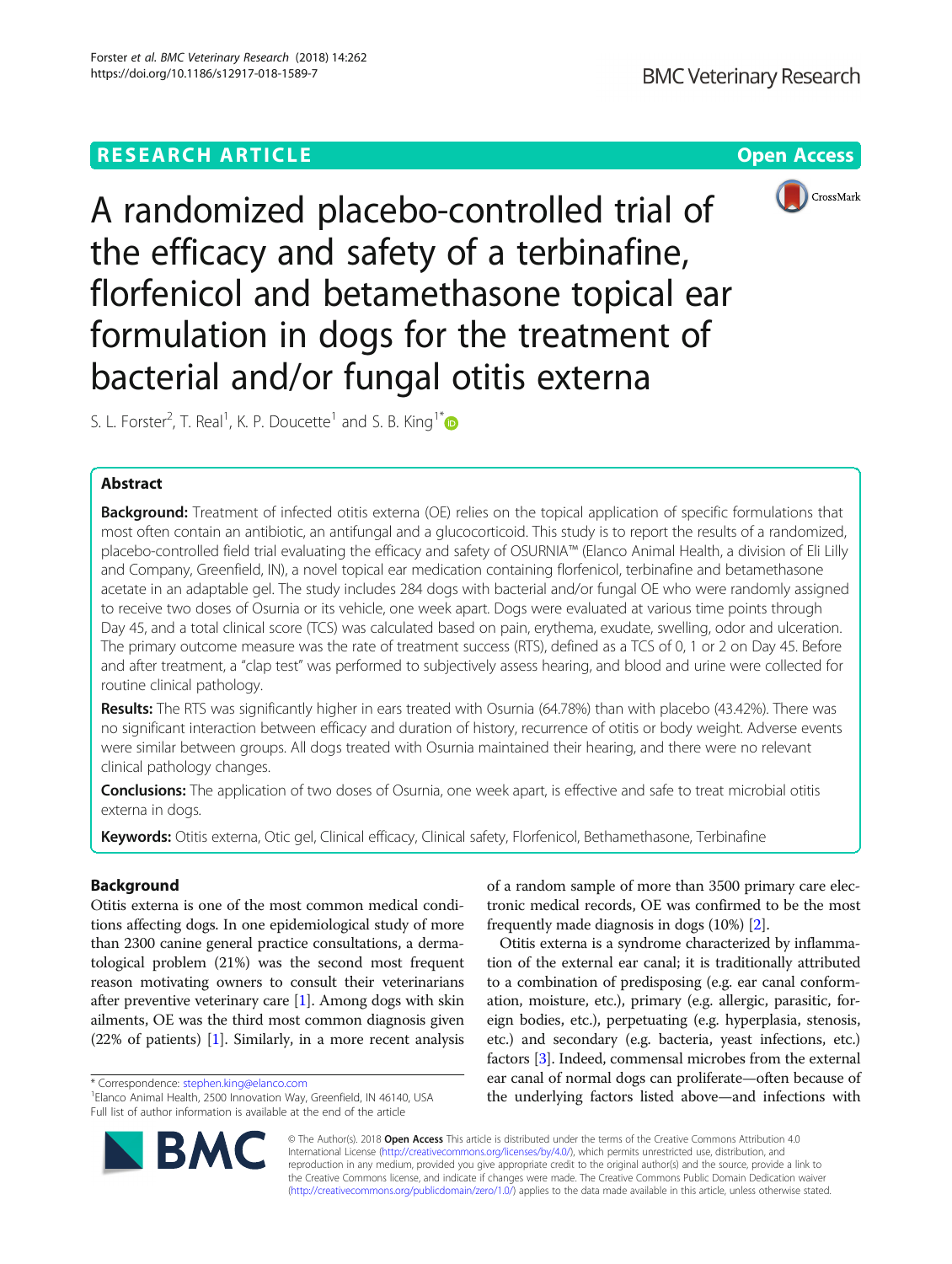RESEARCH ARTICLE

Open Access

# A randomized placebo-controlled trial of the efficacy and safety of a terbinafine, florfenicol and betamethasone topical ear formulation in dogs for the treatment of bacterial and/or fungal otitis externa

S. L. Forster[2], T. Real[1], K. P. Doucette[1] and S. B. King[1*]

## Abstract

**Background:** Treatment of infected otitis externa (OE) relies on the topical application of specific formulations that most often contain an antibiotic, an antifungal and a glucocorticoid. This study is to report the results of a randomized, placebo-controlled field trial evaluating the efficacy and safety of OSURNIA™ (Elanco Animal Health, a division of Eli Lilly and Company, Greenfield, IN), a novel topical ear medication containing florfenicol, terbinafine and betamethasone acetate in an adaptable gel. The study includes 284 dogs with bacterial and/or fungal OE who were randomly assigned to receive two doses of Osurnia or its vehicle, one week apart. Dogs were evaluated at various time points through Day 45, and a total clinical score (TCS) was calculated based on pain, erythema, exudate, swelling, odor and ulceration. The primary outcome measure was the rate of treatment success (RTS), defined as a TCS of 0, 1 or 2 on Day 45. Before and after treatment, a "clap test" was performed to subjectively assess hearing, and blood and urine were collected for routine clinical pathology.

**Results:** The RTS was significantly higher in ears treated with Osurnia (64.78%) than with placebo (43.42%). There was no significant interaction between efficacy and duration of history, recurrence of otitis or body weight. Adverse events were similar between groups. All dogs treated with Osurnia maintained their hearing, and there were no relevant clinical pathology changes.

**Conclusions:** The application of two doses of Osurnia, one week apart, is effective and safe to treat microbial otitis externa in dogs.

**Keywords:** Otitis externa, Otic gel, Clinical efficacy, Clinical safety, Florfenicol, Bethamethasone, Terbinafine

## Background

Otitis externa is one of the most common medical conditions affecting dogs. In one epidemiological study of more than 2300 canine general practice consultations, a dermatological problem (21%) was the second most frequent reason motivating owners to consult their veterinarians after preventive veterinary care [1]. Among dogs with skin ailments, OE was the third most common diagnosis given (22% of patients) [1]. Similarly, in a more recent analysis of a random sample of more than 3500 primary care electronic medical records, OE was confirmed to be the most frequently made diagnosis in dogs (10%) [2].

Otitis externa is a syndrome characterized by inflammation of the external ear canal; it is traditionally attributed to a combination of predisposing (e.g. ear canal conformation, moisture, etc.), primary (e.g. allergic, parasitic, foreign bodies, etc.), perpetuating (e.g. hyperplasia, stenosis, etc.) and secondary (e.g. bacteria, yeast infections, etc.) factors [3]. Indeed, commensal microbes from the external ear canal of normal dogs can proliferate—often because of the underlying factors listed above—and infections with

* Correspondence: stephen.king@elanco.com
[1]Elanco Animal Health, 2500 Innovation Way, Greenfield, IN 46140, USA
Full list of author information is available at the end of the article

© The Author(s). 2018 **Open Access** This article is distributed under the terms of the Creative Commons Attribution 4.0 International License (http://creativecommons.org/licenses/by/4.0/), which permits unrestricted use, distribution, and reproduction in any medium, provided you give appropriate credit to the original author(s) and the source, provide a link to the Creative Commons license, and indicate if changes were made. The Creative Commons Public Domain Dedication waiver (http://creativecommons.org/publicdomain/zero/1.0/) applies to the data made available in this article, unless otherwise stated.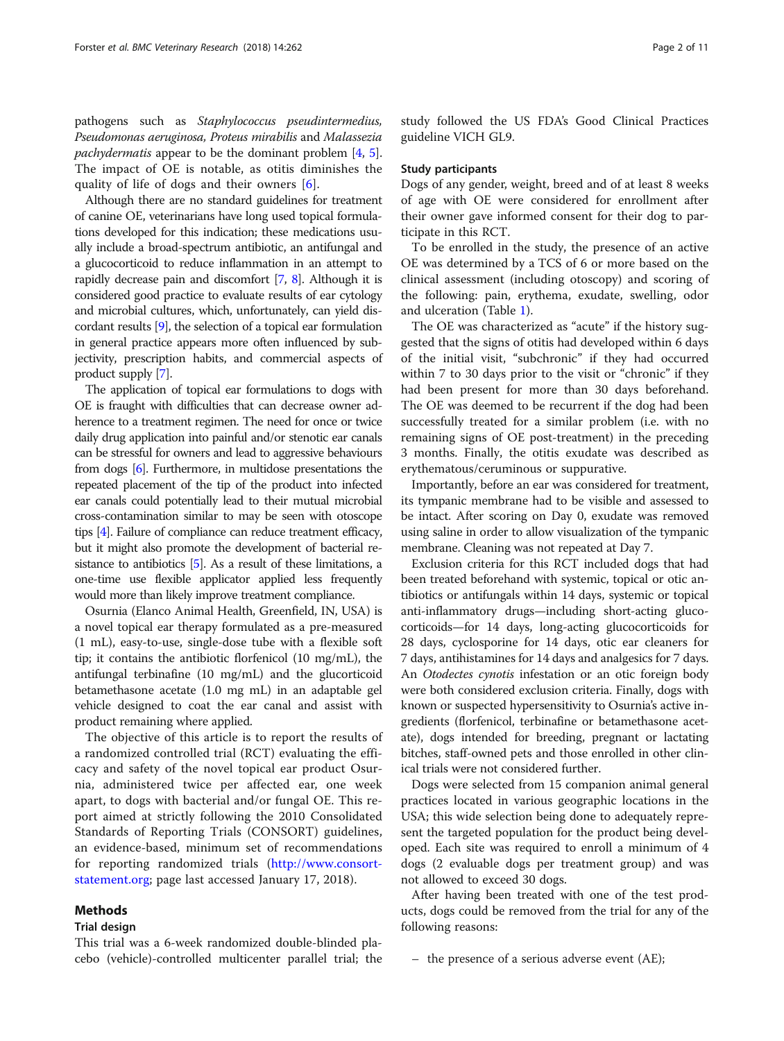pathogens such as *Staphylococcus pseudintermedius, Pseudomonas aeruginosa, Proteus mirabilis* and *Malassezia pachydermatis* appear to be the dominant problem [4, 5]. The impact of OE is notable, as otitis diminishes the quality of life of dogs and their owners [6].

Although there are no standard guidelines for treatment of canine OE, veterinarians have long used topical formulations developed for this indication; these medications usually include a broad-spectrum antibiotic, an antifungal and a glucocorticoid to reduce inflammation in an attempt to rapidly decrease pain and discomfort [7, 8]. Although it is considered good practice to evaluate results of ear cytology and microbial cultures, which, unfortunately, can yield discordant results [9], the selection of a topical ear formulation in general practice appears more often influenced by subjectivity, prescription habits, and commercial aspects of product supply [7].

The application of topical ear formulations to dogs with OE is fraught with difficulties that can decrease owner adherence to a treatment regimen. The need for once or twice daily drug application into painful and/or stenotic ear canals can be stressful for owners and lead to aggressive behaviours from dogs [6]. Furthermore, in multidose presentations the repeated placement of the tip of the product into infected ear canals could potentially lead to their mutual microbial cross-contamination similar to may be seen with otoscope tips [4]. Failure of compliance can reduce treatment efficacy, but it might also promote the development of bacterial resistance to antibiotics [5]. As a result of these limitations, a one-time use flexible applicator applied less frequently would more than likely improve treatment compliance.

Osurnia (Elanco Animal Health, Greenfield, IN, USA) is a novel topical ear therapy formulated as a pre-measured (1 mL), easy-to-use, single-dose tube with a flexible soft tip; it contains the antibiotic florfenicol (10 mg/mL), the antifungal terbinafine (10 mg/mL) and the glucorticoid betamethasone acetate (1.0 mg mL) in an adaptable gel vehicle designed to coat the ear canal and assist with product remaining where applied.

The objective of this article is to report the results of a randomized controlled trial (RCT) evaluating the efficacy and safety of the novel topical ear product Osurnia, administered twice per affected ear, one week apart, to dogs with bacterial and/or fungal OE. This report aimed at strictly following the 2010 Consolidated Standards of Reporting Trials (CONSORT) guidelines, an evidence-based, minimum set of recommendations for reporting randomized trials (http://www.consort-statement.org; page last accessed January 17, 2018).

## Methods

### Trial design

This trial was a 6-week randomized double-blinded placebo (vehicle)-controlled multicenter parallel trial; the study followed the US FDA's Good Clinical Practices guideline VICH GL9.

### Study participants

Dogs of any gender, weight, breed and of at least 8 weeks of age with OE were considered for enrollment after their owner gave informed consent for their dog to participate in this RCT.

To be enrolled in the study, the presence of an active OE was determined by a TCS of 6 or more based on the clinical assessment (including otoscopy) and scoring of the following: pain, erythema, exudate, swelling, odor and ulceration (Table 1).

The OE was characterized as "acute" if the history suggested that the signs of otitis had developed within 6 days of the initial visit, "subchronic" if they had occurred within 7 to 30 days prior to the visit or "chronic" if they had been present for more than 30 days beforehand. The OE was deemed to be recurrent if the dog had been successfully treated for a similar problem (i.e. with no remaining signs of OE post-treatment) in the preceding 3 months. Finally, the otitis exudate was described as erythematous/ceruminous or suppurative.

Importantly, before an ear was considered for treatment, its tympanic membrane had to be visible and assessed to be intact. After scoring on Day 0, exudate was removed using saline in order to allow visualization of the tympanic membrane. Cleaning was not repeated at Day 7.

Exclusion criteria for this RCT included dogs that had been treated beforehand with systemic, topical or otic antibiotics or antifungals within 14 days, systemic or topical anti-inflammatory drugs—including short-acting glucocorticoids—for 14 days, long-acting glucocorticoids for 28 days, cyclosporine for 14 days, otic ear cleaners for 7 days, antihistamines for 14 days and analgesics for 7 days. An *Otodectes cynotis* infestation or an otic foreign body were both considered exclusion criteria. Finally, dogs with known or suspected hypersensitivity to Osurnia's active ingredients (florfenicol, terbinafine or betamethasone acetate), dogs intended for breeding, pregnant or lactating bitches, staff-owned pets and those enrolled in other clinical trials were not considered further.

Dogs were selected from 15 companion animal general practices located in various geographic locations in the USA; this wide selection being done to adequately represent the targeted population for the product being developed. Each site was required to enroll a minimum of 4 dogs (2 evaluable dogs per treatment group) and was not allowed to exceed 30 dogs.

After having been treated with one of the test products, dogs could be removed from the trial for any of the following reasons:

- the presence of a serious adverse event (AE);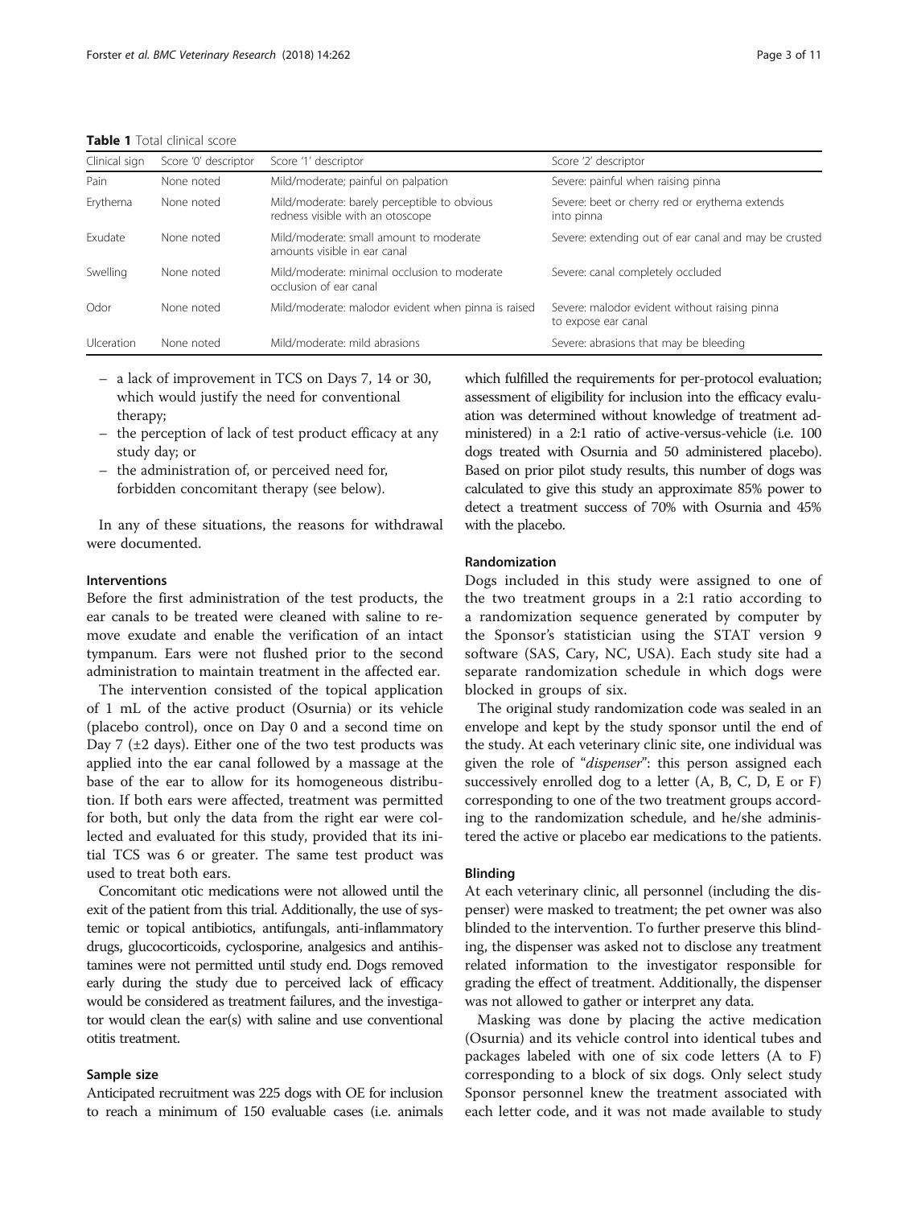**Table 1** Total clinical score

| Clinical sign | Score '0' descriptor | Score '1' descriptor | Score '2' descriptor |
|---|---|---|---|
| Pain | None noted | Mild/moderate; painful on palpation | Severe: painful when raising pinna |
| Erythema | None noted | Mild/moderate: barely perceptible to obvious redness visible with an otoscope | Severe: beet or cherry red or erythema extends into pinna |
| Exudate | None noted | Mild/moderate: small amount to moderate amounts visible in ear canal | Severe: extending out of ear canal and may be crusted |
| Swelling | None noted | Mild/moderate: minimal occlusion to moderate occlusion of ear canal | Severe: canal completely occluded |
| Odor | None noted | Mild/moderate: malodor evident when pinna is raised | Severe: malodor evident without raising pinna to expose ear canal |
| Ulceration | None noted | Mild/moderate: mild abrasions | Severe: abrasions that may be bleeding |

- a lack of improvement in TCS on Days 7, 14 or 30, which would justify the need for conventional therapy;
- the perception of lack of test product efficacy at any study day; or
- the administration of, or perceived need for, forbidden concomitant therapy (see below).

In any of these situations, the reasons for withdrawal were documented.

### Interventions

Before the first administration of the test products, the ear canals to be treated were cleaned with saline to remove exudate and enable the verification of an intact tympanum. Ears were not flushed prior to the second administration to maintain treatment in the affected ear.

The intervention consisted of the topical application of 1 mL of the active product (Osurnia) or its vehicle (placebo control), once on Day 0 and a second time on Day 7 (±2 days). Either one of the two test products was applied into the ear canal followed by a massage at the base of the ear to allow for its homogeneous distribution. If both ears were affected, treatment was permitted for both, but only the data from the right ear were collected and evaluated for this study, provided that its initial TCS was 6 or greater. The same test product was used to treat both ears.

Concomitant otic medications were not allowed until the exit of the patient from this trial. Additionally, the use of systemic or topical antibiotics, antifungals, anti-inflammatory drugs, glucocorticoids, cyclosporine, analgesics and antihistamines were not permitted until study end. Dogs removed early during the study due to perceived lack of efficacy would be considered as treatment failures, and the investigator would clean the ear(s) with saline and use conventional otitis treatment.

### Sample size

Anticipated recruitment was 225 dogs with OE for inclusion to reach a minimum of 150 evaluable cases (i.e. animals which fulfilled the requirements for per-protocol evaluation; assessment of eligibility for inclusion into the efficacy evaluation was determined without knowledge of treatment administered) in a 2:1 ratio of active-versus-vehicle (i.e. 100 dogs treated with Osurnia and 50 administered placebo). Based on prior pilot study results, this number of dogs was calculated to give this study an approximate 85% power to detect a treatment success of 70% with Osurnia and 45% with the placebo.

### Randomization

Dogs included in this study were assigned to one of the two treatment groups in a 2:1 ratio according to a randomization sequence generated by computer by the Sponsor's statistician using the STAT version 9 software (SAS, Cary, NC, USA). Each study site had a separate randomization schedule in which dogs were blocked in groups of six.

The original study randomization code was sealed in an envelope and kept by the study sponsor until the end of the study. At each veterinary clinic site, one individual was given the role of "*dispenser*": this person assigned each successively enrolled dog to a letter (A, B, C, D, E or F) corresponding to one of the two treatment groups according to the randomization schedule, and he/she administered the active or placebo ear medications to the patients.

### Blinding

At each veterinary clinic, all personnel (including the dispenser) were masked to treatment; the pet owner was also blinded to the intervention. To further preserve this blinding, the dispenser was asked not to disclose any treatment related information to the investigator responsible for grading the effect of treatment. Additionally, the dispenser was not allowed to gather or interpret any data.

Masking was done by placing the active medication (Osurnia) and its vehicle control into identical tubes and packages labeled with one of six code letters (A to F) corresponding to a block of six dogs. Only select study Sponsor personnel knew the treatment associated with each letter code, and it was not made available to study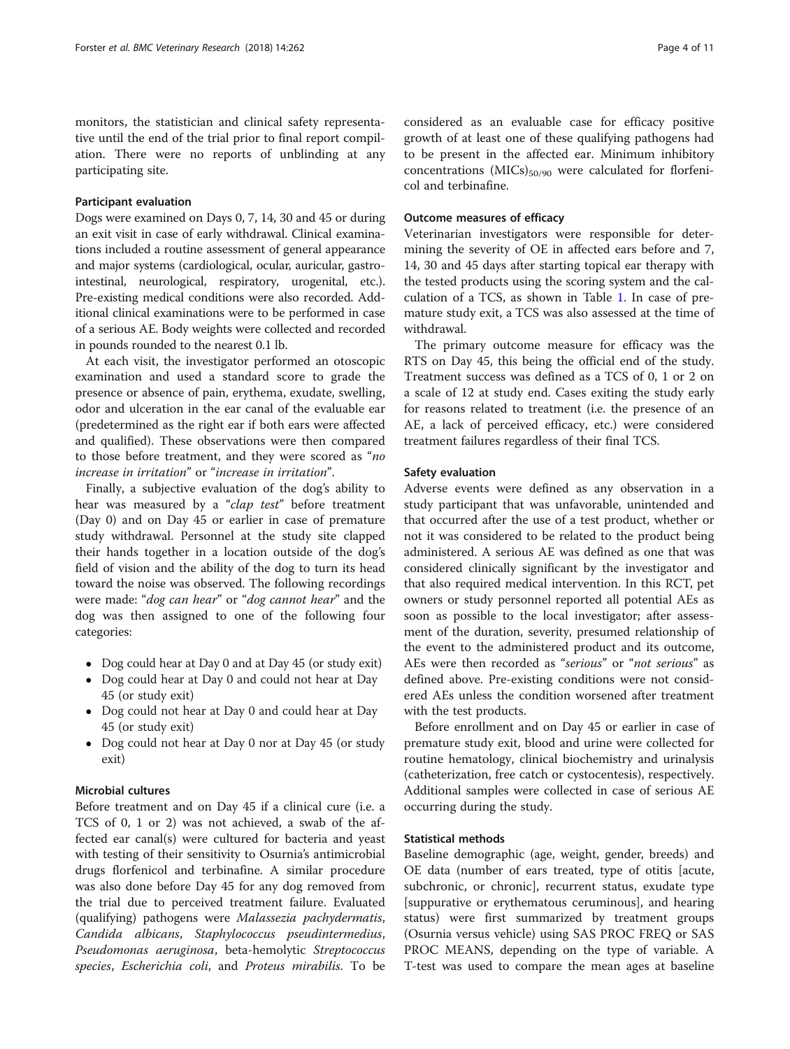monitors, the statistician and clinical safety representative until the end of the trial prior to final report compilation. There were no reports of unblinding at any participating site.

### Participant evaluation

Dogs were examined on Days 0, 7, 14, 30 and 45 or during an exit visit in case of early withdrawal. Clinical examinations included a routine assessment of general appearance and major systems (cardiological, ocular, auricular, gastrointestinal, neurological, respiratory, urogenital, etc.). Pre-existing medical conditions were also recorded. Additional clinical examinations were to be performed in case of a serious AE. Body weights were collected and recorded in pounds rounded to the nearest 0.1 lb.

At each visit, the investigator performed an otoscopic examination and used a standard score to grade the presence or absence of pain, erythema, exudate, swelling, odor and ulceration in the ear canal of the evaluable ear (predetermined as the right ear if both ears were affected and qualified). These observations were then compared to those before treatment, and they were scored as "*no increase in irritation*" or "*increase in irritation*".

Finally, a subjective evaluation of the dog's ability to hear was measured by a "*clap test*" before treatment (Day 0) and on Day 45 or earlier in case of premature study withdrawal. Personnel at the study site clapped their hands together in a location outside of the dog's field of vision and the ability of the dog to turn its head toward the noise was observed. The following recordings were made: "*dog can hear*" or "*dog cannot hear*" and the dog was then assigned to one of the following four categories:

- Dog could hear at Day 0 and at Day 45 (or study exit)
- Dog could hear at Day 0 and could not hear at Day 45 (or study exit)
- Dog could not hear at Day 0 and could hear at Day 45 (or study exit)
- Dog could not hear at Day 0 nor at Day 45 (or study exit)

### Microbial cultures

Before treatment and on Day 45 if a clinical cure (i.e. a TCS of 0, 1 or 2) was not achieved, a swab of the affected ear canal(s) were cultured for bacteria and yeast with testing of their sensitivity to Osurnia's antimicrobial drugs florfenicol and terbinafine. A similar procedure was also done before Day 45 for any dog removed from the trial due to perceived treatment failure. Evaluated (qualifying) pathogens were *Malassezia pachydermatis*, *Candida albicans*, *Staphylococcus pseudintermedius*, *Pseudomonas aeruginosa*, beta-hemolytic *Streptococcus species*, *Escherichia coli*, and *Proteus mirabilis*. To be considered as an evaluable case for efficacy positive growth of at least one of these qualifying pathogens had to be present in the affected ear. Minimum inhibitory concentrations $(MICs)_{50/90}$ were calculated for florfenicol and terbinafine.

### Outcome measures of efficacy

Veterinarian investigators were responsible for determining the severity of OE in affected ears before and 7, 14, 30 and 45 days after starting topical ear therapy with the tested products using the scoring system and the calculation of a TCS, as shown in Table 1. In case of premature study exit, a TCS was also assessed at the time of withdrawal.

The primary outcome measure for efficacy was the RTS on Day 45, this being the official end of the study. Treatment success was defined as a TCS of 0, 1 or 2 on a scale of 12 at study end. Cases exiting the study early for reasons related to treatment (i.e. the presence of an AE, a lack of perceived efficacy, etc.) were considered treatment failures regardless of their final TCS.

### Safety evaluation

Adverse events were defined as any observation in a study participant that was unfavorable, unintended and that occurred after the use of a test product, whether or not it was considered to be related to the product being administered. A serious AE was defined as one that was considered clinically significant by the investigator and that also required medical intervention. In this RCT, pet owners or study personnel reported all potential AEs as soon as possible to the local investigator; after assessment of the duration, severity, presumed relationship of the event to the administered product and its outcome, AEs were then recorded as "*serious*" or "*not serious*" as defined above. Pre-existing conditions were not considered AEs unless the condition worsened after treatment with the test products.

Before enrollment and on Day 45 or earlier in case of premature study exit, blood and urine were collected for routine hematology, clinical biochemistry and urinalysis (catheterization, free catch or cystocentesis), respectively. Additional samples were collected in case of serious AE occurring during the study.

### Statistical methods

Baseline demographic (age, weight, gender, breeds) and OE data (number of ears treated, type of otitis [acute, subchronic, or chronic], recurrent status, exudate type [suppurative or erythematous ceruminous], and hearing status) were first summarized by treatment groups (Osurnia versus vehicle) using SAS PROC FREQ or SAS PROC MEANS, depending on the type of variable. A T-test was used to compare the mean ages at baseline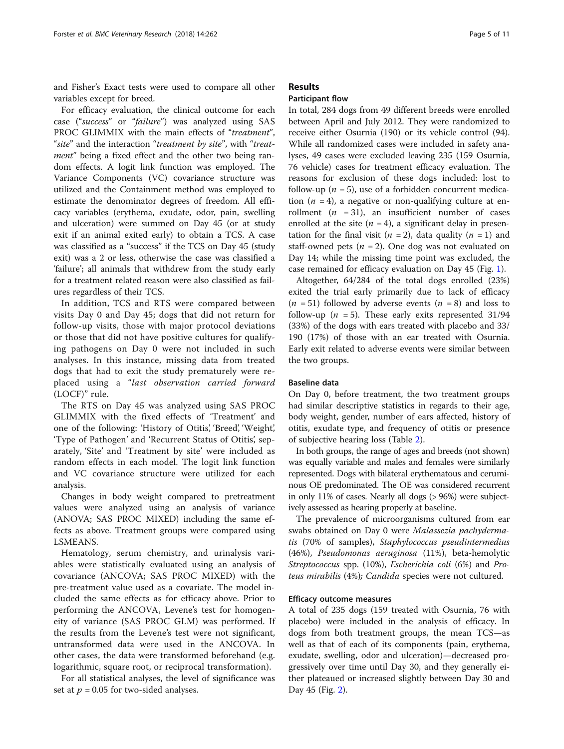and Fisher's Exact tests were used to compare all other variables except for breed.

For efficacy evaluation, the clinical outcome for each case ("*success*" or "*failure*") was analyzed using SAS PROC GLIMMIX with the main effects of "*treatment*", "*site*" and the interaction "*treatment by site*", with "*treatment*" being a fixed effect and the other two being random effects. A logit link function was employed. The Variance Components (VC) covariance structure was utilized and the Containment method was employed to estimate the denominator degrees of freedom. All efficacy variables (erythema, exudate, odor, pain, swelling and ulceration) were summed on Day 45 (or at study exit if an animal exited early) to obtain a TCS. A case was classified as a "success" if the TCS on Day 45 (study exit) was a 2 or less, otherwise the case was classified a 'failure'; all animals that withdrew from the study early for a treatment related reason were also classified as failures regardless of their TCS.

In addition, TCS and RTS were compared between visits Day 0 and Day 45; dogs that did not return for follow-up visits, those with major protocol deviations or those that did not have positive cultures for qualifying pathogens on Day 0 were not included in such analyses. In this instance, missing data from treated dogs that had to exit the study prematurely were replaced using a "*last observation carried forward* (LOCF)" rule.

The RTS on Day 45 was analyzed using SAS PROC GLIMMIX with the fixed effects of 'Treatment' and one of the following: 'History of Otitis', 'Breed', 'Weight', 'Type of Pathogen' and 'Recurrent Status of Otitis', separately. 'Site' and 'Treatment by site' were included as random effects in each model. The logit link function and VC covariance structure were utilized for each analysis.

Changes in body weight compared to pretreatment values were analyzed using an analysis of variance (ANOVA; SAS PROC MIXED) including the same effects as above. Treatment groups were compared using LSMEANS.

Hematology, serum chemistry, and urinalysis variables were statistically evaluated using an analysis of covariance (ANCOVA; SAS PROC MIXED) with the pre-treatment value used as a covariate. The model included the same effects as for efficacy above. Prior to performing the ANCOVA, Levene's test for homogeneity of variance (SAS PROC GLM) was performed. If the results from the Levene's test were not significant, untransformed data were used in the ANCOVA. In other cases, the data were transformed beforehand (e.g. logarithmic, square root, or reciprocal transformation).

For all statistical analyses, the level of significance was set at $p = 0.05$ for two-sided analyses.

## Results

### Participant flow

In total, 284 dogs from 49 different breeds were enrolled between April and July 2012. They were randomized to receive either Osurnia (190) or its vehicle control (94). While all randomized cases were included in safety analyses, 49 cases were excluded leaving 235 (159 Osurnia, 76 vehicle) cases for treatment efficacy evaluation. The reasons for exclusion of these dogs included: lost to follow-up ($n = 5$), use of a forbidden concurrent medication ($n = 4$), a negative or non-qualifying culture at enrollment ($n = 31$), an insufficient number of cases enrolled at the site ($n = 4$), a significant delay in presentation for the final visit ($n = 2$), data quality ($n = 1$) and staff-owned pets ($n = 2$). One dog was not evaluated on Day 14; while the missing time point was excluded, the case remained for efficacy evaluation on Day 45 (Fig. 1).

Altogether, 64/284 of the total dogs enrolled (23%) exited the trial early primarily due to lack of efficacy ($n = 51$) followed by adverse events ($n = 8$) and loss to follow-up ($n = 5$). These early exits represented 31/94 (33%) of the dogs with ears treated with placebo and 33/190 (17%) of those with an ear treated with Osurnia. Early exit related to adverse events were similar between the two groups.

### Baseline data

On Day 0, before treatment, the two treatment groups had similar descriptive statistics in regards to their age, body weight, gender, number of ears affected, history of otitis, exudate type, and frequency of otitis or presence of subjective hearing loss (Table 2).

In both groups, the range of ages and breeds (not shown) was equally variable and males and females were similarly represented. Dogs with bilateral erythematous and ceruminous OE predominated. The OE was considered recurrent in only 11% of cases. Nearly all dogs (> 96%) were subjectively assessed as hearing properly at baseline.

The prevalence of microorganisms cultured from ear swabs obtained on Day 0 were *Malassezia pachydermatis* (70% of samples), *Staphylococcus pseudintermedius* (46%), *Pseudomonas aeruginosa* (11%), beta-hemolytic *Streptococcus* spp. (10%), *Escherichia coli* (6%) and *Proteus mirabilis* (4%); *Candida* species were not cultured.

### Efficacy outcome measures

A total of 235 dogs (159 treated with Osurnia, 76 with placebo) were included in the analysis of efficacy. In dogs from both treatment groups, the mean TCS—as well as that of each of its components (pain, erythema, exudate, swelling, odor and ulceration)—decreased progressively over time until Day 30, and they generally either plateaued or increased slightly between Day 30 and Day 45 (Fig. 2).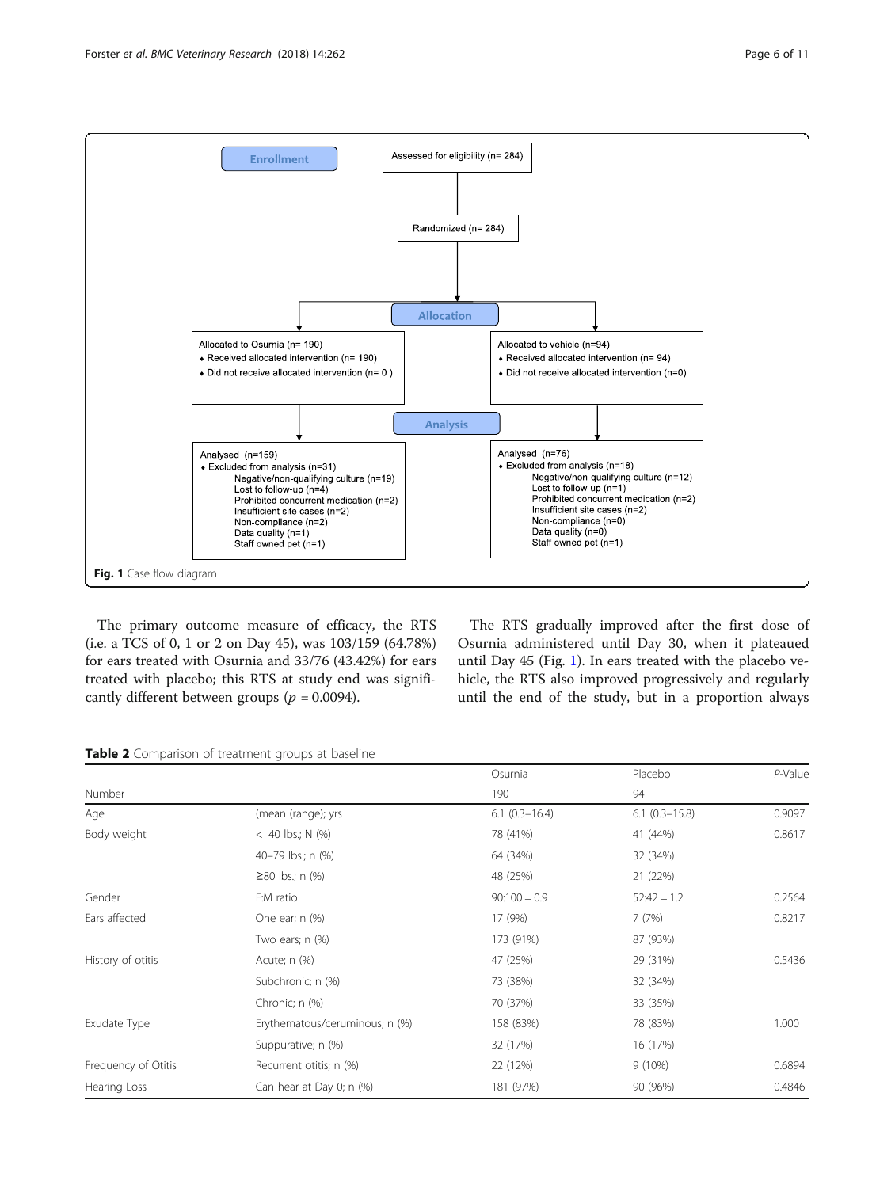Enrollment

Assessed for eligibility (n= 284)

Randomized (n= 284)

Allocation

Allocated to Osurnia (n= 190)
- Received allocated intervention (n= 190)
- Did not receive allocated intervention (n= 0 )

Allocated to vehicle (n=94)
- Received allocated intervention (n= 94)
- Did not receive allocated intervention (n=0)

Analysis

Analysed (n=159)
- Excluded from analysis (n=31)
  - Negative/non-qualifying culture (n=19)
  - Lost to follow-up (n=4)
  - Prohibited concurrent medication (n=2)
  - Insufficient site cases (n=2)
  - Non-compliance (n=2)
  - Data quality (n=1)
  - Staff owned pet (n=1)

Analysed (n=76)
- Excluded from analysis (n=18)
  - Negative/non-qualifying culture (n=12)
  - Lost to follow-up (n=1)
  - Prohibited concurrent medication (n=2)
  - Insufficient site cases (n=2)
  - Non-compliance (n=0)
  - Data quality (n=0)
  - Staff owned pet (n=1)

**Fig. 1** Case flow diagram

The primary outcome measure of efficacy, the RTS (i.e. a TCS of 0, 1 or 2 on Day 45), was 103/159 (64.78%) for ears treated with Osurnia and 33/76 (43.42%) for ears treated with placebo; this RTS at study end was significantly different between groups ($p = 0.0094$).

The RTS gradually improved after the first dose of Osurnia administered until Day 30, when it plateaued until Day 45 (Fig. 1). In ears treated with the placebo vehicle, the RTS also improved progressively and regularly until the end of the study, but in a proportion always

**Table 2** Comparison of treatment groups at baseline

| | | Osurnia | Placebo | *P*-Value |
|---|---|---|---|---|
| Number | | 190 | 94 | |
| Age | (mean (range); yrs | 6.1 (0.3–16.4) | 6.1 (0.3–15.8) | 0.9097 |
| Body weight | < 40 lbs.; N (%) | 78 (41%) | 41 (44%) | 0.8617 |
| | 40–79 lbs.; n (%) | 64 (34%) | 32 (34%) | |
| | ≥80 lbs.; n (%) | 48 (25%) | 21 (22%) | |
| Gender | F:M ratio | 90:100 = 0.9 | 52:42 = 1.2 | 0.2564 |
| Ears affected | One ear; n (%) | 17 (9%) | 7 (7%) | 0.8217 |
| | Two ears; n (%) | 173 (91%) | 87 (93%) | |
| History of otitis | Acute; n (%) | 47 (25%) | 29 (31%) | 0.5436 |
| | Subchronic; n (%) | 73 (38%) | 32 (34%) | |
| | Chronic; n (%) | 70 (37%) | 33 (35%) | |
| Exudate Type | Erythematous/ceruminous; n (%) | 158 (83%) | 78 (83%) | 1.000 |
| | Suppurative; n (%) | 32 (17%) | 16 (17%) | |
| Frequency of Otitis | Recurrent otitis; n (%) | 22 (12%) | 9 (10%) | 0.6894 |
| Hearing Loss | Can hear at Day 0; n (%) | 181 (97%) | 90 (96%) | 0.4846 |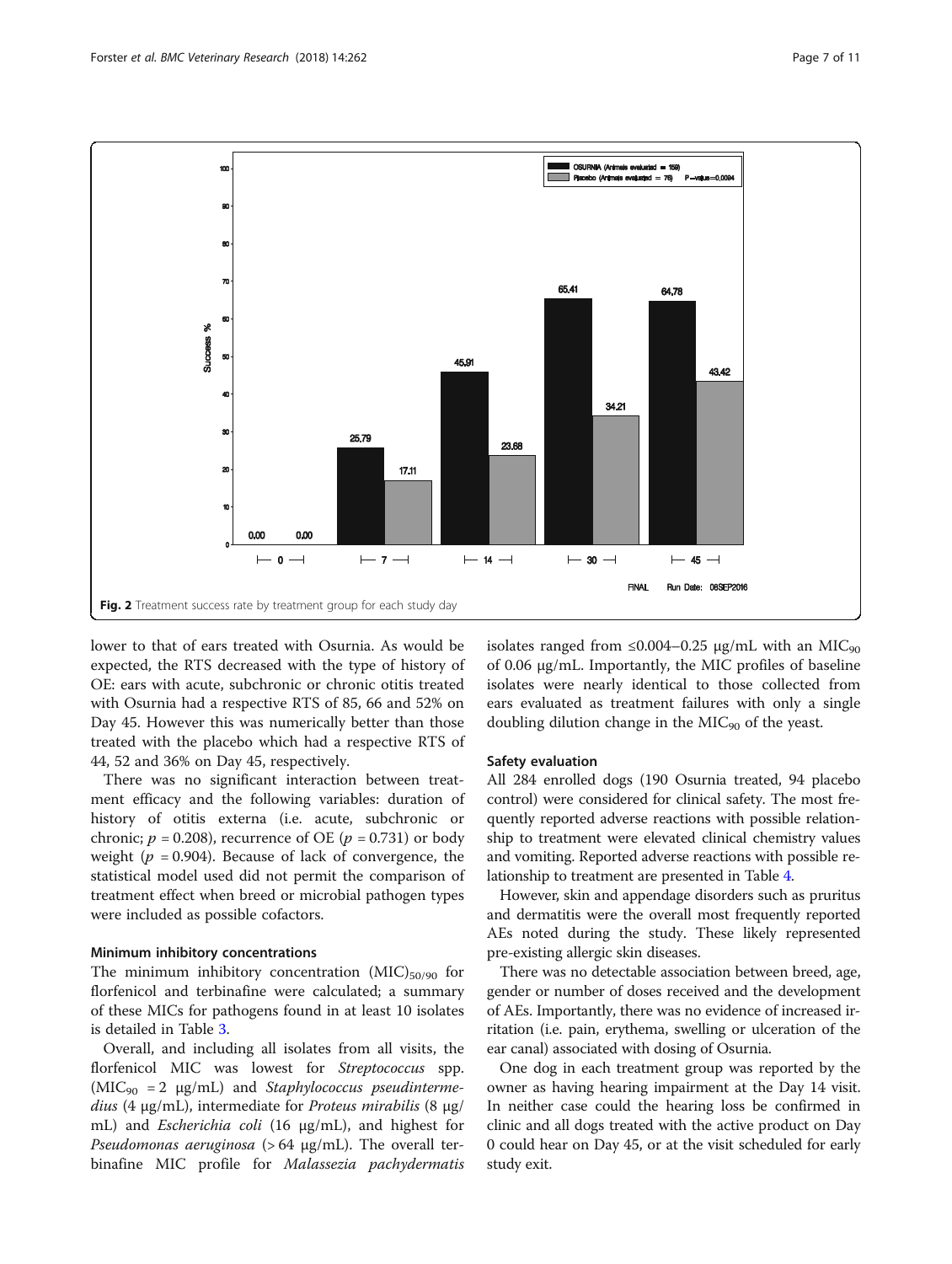Fig. 2 Treatment success rate by treatment group for each study day

lower to that of ears treated with Osurnia. As would be expected, the RTS decreased with the type of history of OE: ears with acute, subchronic or chronic otitis treated with Osurnia had a respective RTS of 85, 66 and 52% on Day 45. However this was numerically better than those treated with the placebo which had a respective RTS of 44, 52 and 36% on Day 45, respectively.

There was no significant interaction between treatment efficacy and the following variables: duration of history of otitis externa (i.e. acute, subchronic or chronic; $p = 0.208$), recurrence of OE ($p = 0.731$) or body weight ($p = 0.904$). Because of lack of convergence, the statistical model used did not permit the comparison of treatment effect when breed or microbial pathogen types were included as possible cofactors.

### Minimum inhibitory concentrations

The minimum inhibitory concentration $(MIC)_{50/90}$ for florfenicol and terbinafine were calculated; a summary of these MICs for pathogens found in at least 10 isolates is detailed in Table 3.

Overall, and including all isolates from all visits, the florfenicol MIC was lowest for *Streptococcus* spp. ($MIC_{90}$ = 2 μg/mL) and *Staphylococcus pseudintermedius* (4 μg/mL), intermediate for *Proteus mirabilis* (8 μg/mL) and *Escherichia coli* (16 μg/mL), and highest for *Pseudomonas aeruginosa* (> 64 μg/mL). The overall terbinafine MIC profile for *Malassezia pachydermatis* isolates ranged from ≤0.004–0.25 μg/mL with an $MIC_{90}$ of 0.06 μg/mL. Importantly, the MIC profiles of baseline isolates were nearly identical to those collected from ears evaluated as treatment failures with only a single doubling dilution change in the $MIC_{90}$ of the yeast.

### Safety evaluation

All 284 enrolled dogs (190 Osurnia treated, 94 placebo control) were considered for clinical safety. The most frequently reported adverse reactions with possible relationship to treatment were elevated clinical chemistry values and vomiting. Reported adverse reactions with possible relationship to treatment are presented in Table 4.

However, skin and appendage disorders such as pruritus and dermatitis were the overall most frequently reported AEs noted during the study. These likely represented pre-existing allergic skin diseases.

There was no detectable association between breed, age, gender or number of doses received and the development of AEs. Importantly, there was no evidence of increased irritation (i.e. pain, erythema, swelling or ulceration of the ear canal) associated with dosing of Osurnia.

One dog in each treatment group was reported by the owner as having hearing impairment at the Day 14 visit. In neither case could the hearing loss be confirmed in clinic and all dogs treated with the active product on Day 0 could hear on Day 45, or at the visit scheduled for early study exit.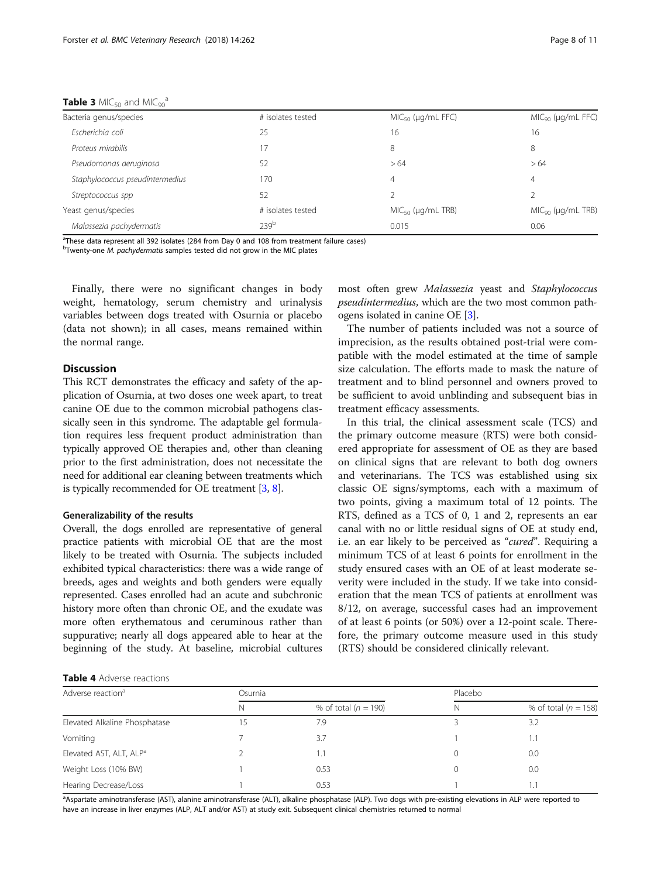**Table 3** $MIC_{50}$ and $MIC_{90}$[a]

| Bacteria genus/species | # isolates tested | $MIC_{50}$ (μg/mL FFC) | $MIC_{90}$ (μg/mL FFC) |
|---|---|---|---|
| *Escherichia coli* | 25 | 16 | 16 |
| *Proteus mirabilis* | 17 | 8 | 8 |
| *Pseudomonas aeruginosa* | 52 | > 64 | > 64 |
| *Staphylococcus pseudintermedius* | 170 | 4 | 4 |
| *Streptococcus spp* | 52 | 2 | 2 |
| Yeast genus/species | # isolates tested | $MIC_{50}$ (μg/mL TRB) | $MIC_{90}$ (μg/mL TRB) |
| *Malassezia pachydermatis* | 239[b] | 0.015 | 0.06 |

[a]These data represent all 392 isolates (284 from Day 0 and 108 from treatment failure cases)
[b]Twenty-one *M. pachydermatis* samples tested did not grow in the MIC plates

Finally, there were no significant changes in body weight, hematology, serum chemistry and urinalysis variables between dogs treated with Osurnia or placebo (data not shown); in all cases, means remained within the normal range.

## Discussion

This RCT demonstrates the efficacy and safety of the application of Osurnia, at two doses one week apart, to treat canine OE due to the common microbial pathogens classically seen in this syndrome. The adaptable gel formulation requires less frequent product administration than typically approved OE therapies and, other than cleaning prior to the first administration, does not necessitate the need for additional ear cleaning between treatments which is typically recommended for OE treatment [3, 8].

### Generalizability of the results

Overall, the dogs enrolled are representative of general practice patients with microbial OE that are the most likely to be treated with Osurnia. The subjects included exhibited typical characteristics: there was a wide range of breeds, ages and weights and both genders were equally represented. Cases enrolled had an acute and subchronic history more often than chronic OE, and the exudate was more often erythematous and ceruminous rather than suppurative; nearly all dogs appeared able to hear at the beginning of the study. At baseline, microbial cultures most often grew *Malassezia* yeast and *Staphylococcus pseudintermedius*, which are the two most common pathogens isolated in canine OE [3].

The number of patients included was not a source of imprecision, as the results obtained post-trial were compatible with the model estimated at the time of sample size calculation. The efforts made to mask the nature of treatment and to blind personnel and owners proved to be sufficient to avoid unblinding and subsequent bias in treatment efficacy assessments.

In this trial, the clinical assessment scale (TCS) and the primary outcome measure (RTS) were both considered appropriate for assessment of OE as they are based on clinical signs that are relevant to both dog owners and veterinarians. The TCS was established using six classic OE signs/symptoms, each with a maximum of two points, giving a maximum total of 12 points. The RTS, defined as a TCS of 0, 1 and 2, represents an ear canal with no or little residual signs of OE at study end, i.e. an ear likely to be perceived as "*cured*". Requiring a minimum TCS of at least 6 points for enrollment in the study ensured cases with an OE of at least moderate severity were included in the study. If we take into consideration that the mean TCS of patients at enrollment was 8/12, on average, successful cases had an improvement of at least 6 points (or 50%) over a 12-point scale. Therefore, the primary outcome measure used in this study (RTS) should be considered clinically relevant.

**Table 4** Adverse reactions

| Adverse reaction[a] | Osurnia | | Placebo | |
|---|---|---|---|---|
| | N | % of total ($n = 190$) | N | % of total ($n = 158$) |
| Elevated Alkaline Phosphatase | 15 | 7.9 | 3 | 3.2 |
| Vomiting | 7 | 3.7 | 1 | 1.1 |
| Elevated AST, ALT, ALP[a] | 2 | 1.1 | 0 | 0.0 |
| Weight Loss (10% BW) | 1 | 0.53 | 0 | 0.0 |
| Hearing Decrease/Loss | 1 | 0.53 | 1 | 1.1 |

[a]Aspartate aminotransferase (AST), alanine aminotransferase (ALT), alkaline phosphatase (ALP). Two dogs with pre-existing elevations in ALP were reported to have an increase in liver enzymes (ALP, ALT and/or AST) at study exit. Subsequent clinical chemistries returned to normal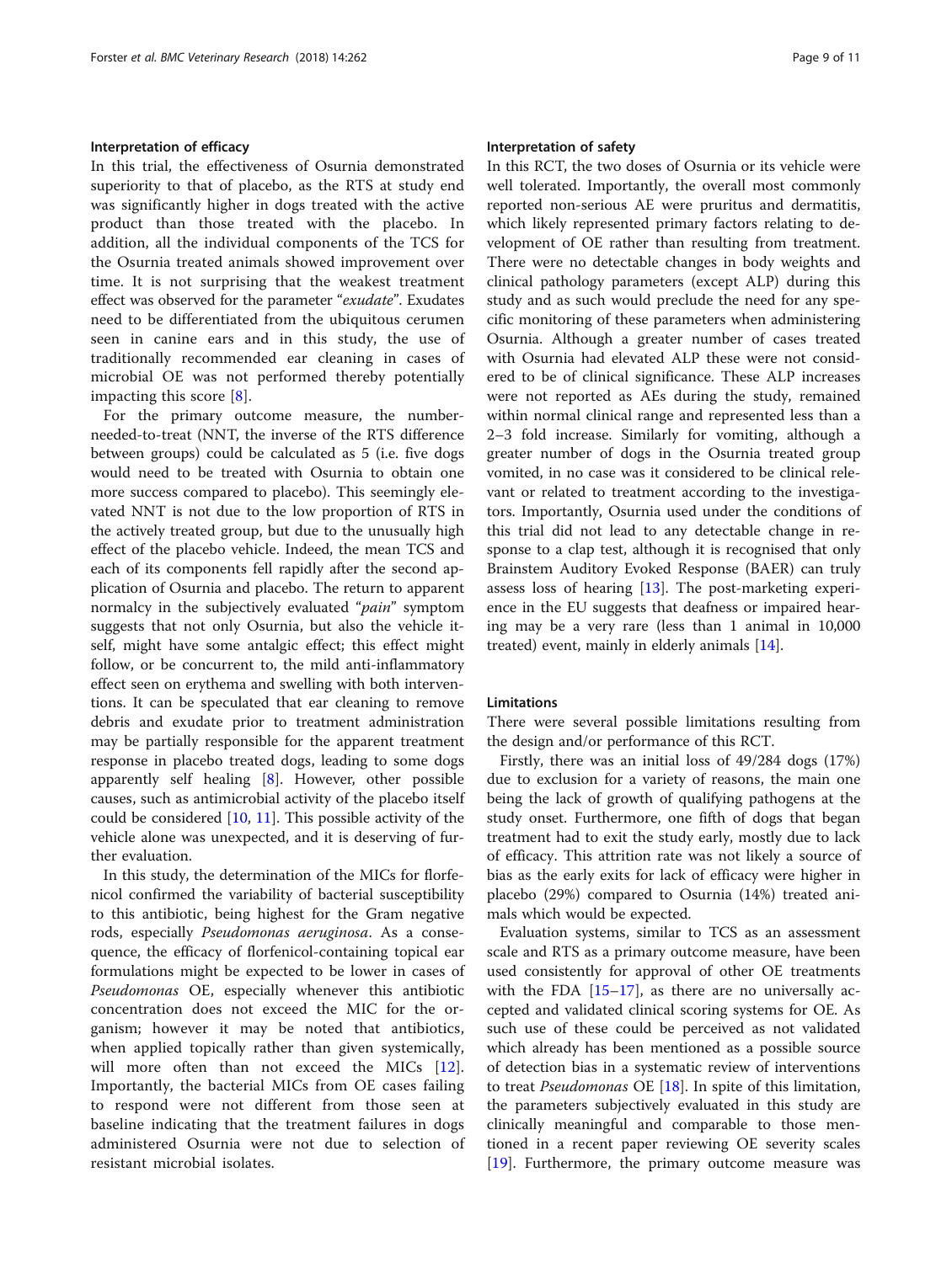### Interpretation of efficacy

In this trial, the effectiveness of Osurnia demonstrated superiority to that of placebo, as the RTS at study end was significantly higher in dogs treated with the active product than those treated with the placebo. In addition, all the individual components of the TCS for the Osurnia treated animals showed improvement over time. It is not surprising that the weakest treatment effect was observed for the parameter "*exudate*". Exudates need to be differentiated from the ubiquitous cerumen seen in canine ears and in this study, the use of traditionally recommended ear cleaning in cases of microbial OE was not performed thereby potentially impacting this score [8].

For the primary outcome measure, the number-needed-to-treat (NNT, the inverse of the RTS difference between groups) could be calculated as 5 (i.e. five dogs would need to be treated with Osurnia to obtain one more success compared to placebo). This seemingly elevated NNT is not due to the low proportion of RTS in the actively treated group, but due to the unusually high effect of the placebo vehicle. Indeed, the mean TCS and each of its components fell rapidly after the second application of Osurnia and placebo. The return to apparent normalcy in the subjectively evaluated "*pain*" symptom suggests that not only Osurnia, but also the vehicle itself, might have some antalgic effect; this effect might follow, or be concurrent to, the mild anti-inflammatory effect seen on erythema and swelling with both interventions. It can be speculated that ear cleaning to remove debris and exudate prior to treatment administration may be partially responsible for the apparent treatment response in placebo treated dogs, leading to some dogs apparently self healing [8]. However, other possible causes, such as antimicrobial activity of the placebo itself could be considered [10, 11]. This possible activity of the vehicle alone was unexpected, and it is deserving of further evaluation.

In this study, the determination of the MICs for florfenicol confirmed the variability of bacterial susceptibility to this antibiotic, being highest for the Gram negative rods, especially *Pseudomonas aeruginosa*. As a consequence, the efficacy of florfenicol-containing topical ear formulations might be expected to be lower in cases of *Pseudomonas* OE, especially whenever this antibiotic concentration does not exceed the MIC for the organism; however it may be noted that antibiotics, when applied topically rather than given systemically, will more often than not exceed the MICs [12]. Importantly, the bacterial MICs from OE cases failing to respond were not different from those seen at baseline indicating that the treatment failures in dogs administered Osurnia were not due to selection of resistant microbial isolates.

### Interpretation of safety

In this RCT, the two doses of Osurnia or its vehicle were well tolerated. Importantly, the overall most commonly reported non-serious AE were pruritus and dermatitis, which likely represented primary factors relating to development of OE rather than resulting from treatment. There were no detectable changes in body weights and clinical pathology parameters (except ALP) during this study and as such would preclude the need for any specific monitoring of these parameters when administering Osurnia. Although a greater number of cases treated with Osurnia had elevated ALP these were not considered to be of clinical significance. These ALP increases were not reported as AEs during the study, remained within normal clinical range and represented less than a 2–3 fold increase. Similarly for vomiting, although a greater number of dogs in the Osurnia treated group vomited, in no case was it considered to be clinical relevant or related to treatment according to the investigators. Importantly, Osurnia used under the conditions of this trial did not lead to any detectable change in response to a clap test, although it is recognised that only Brainstem Auditory Evoked Response (BAER) can truly assess loss of hearing [13]. The post-marketing experience in the EU suggests that deafness or impaired hearing may be a very rare (less than 1 animal in 10,000 treated) event, mainly in elderly animals [14].

### Limitations

There were several possible limitations resulting from the design and/or performance of this RCT.

Firstly, there was an initial loss of 49/284 dogs (17%) due to exclusion for a variety of reasons, the main one being the lack of growth of qualifying pathogens at the study onset. Furthermore, one fifth of dogs that began treatment had to exit the study early, mostly due to lack of efficacy. This attrition rate was not likely a source of bias as the early exits for lack of efficacy were higher in placebo (29%) compared to Osurnia (14%) treated animals which would be expected.

Evaluation systems, similar to TCS as an assessment scale and RTS as a primary outcome measure, have been used consistently for approval of other OE treatments with the FDA [15–17], as there are no universally accepted and validated clinical scoring systems for OE. As such use of these could be perceived as not validated which already has been mentioned as a possible source of detection bias in a systematic review of interventions to treat *Pseudomonas* OE [18]. In spite of this limitation, the parameters subjectively evaluated in this study are clinically meaningful and comparable to those mentioned in a recent paper reviewing OE severity scales [19]. Furthermore, the primary outcome measure was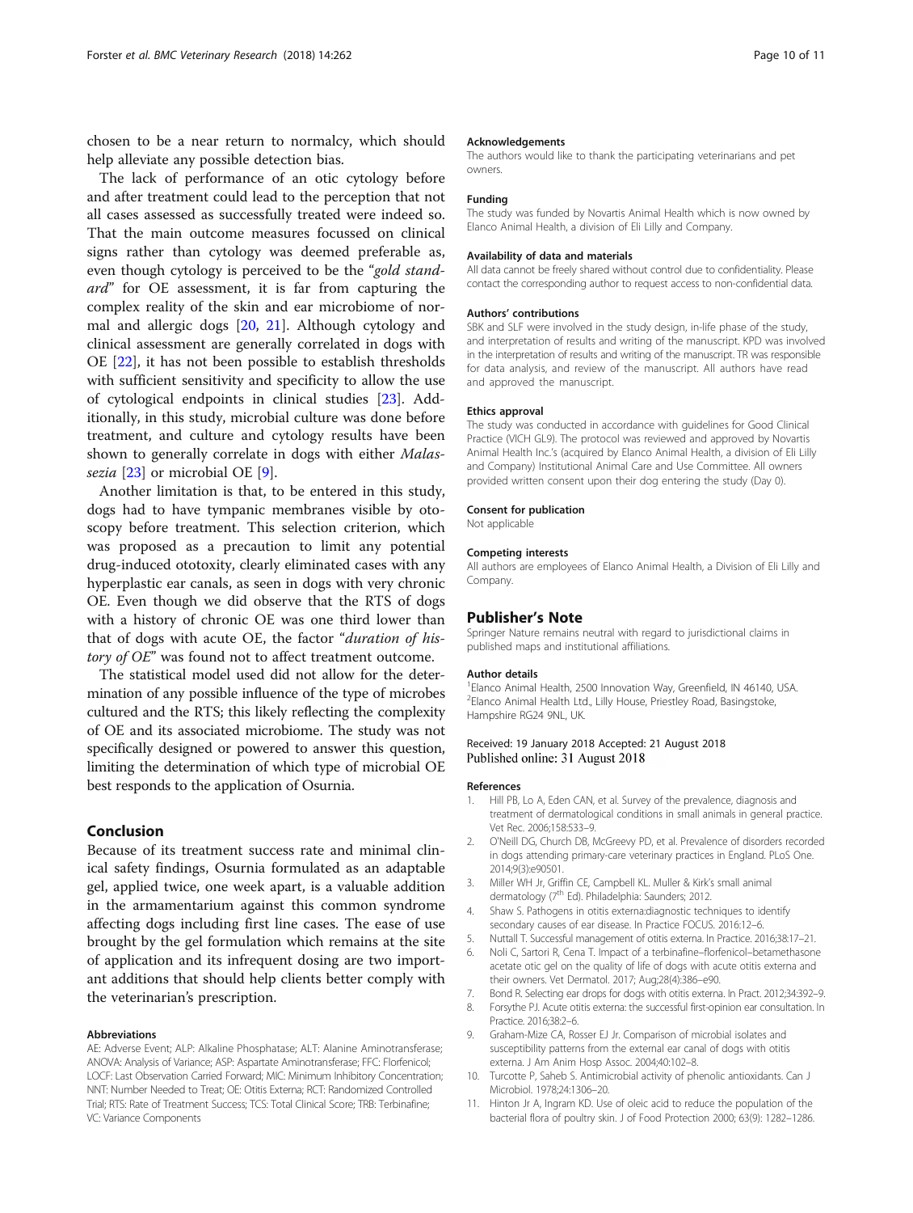chosen to be a near return to normalcy, which should help alleviate any possible detection bias.

The lack of performance of an otic cytology before and after treatment could lead to the perception that not all cases assessed as successfully treated were indeed so. That the main outcome measures focussed on clinical signs rather than cytology was deemed preferable as, even though cytology is perceived to be the "*gold standard*" for OE assessment, it is far from capturing the complex reality of the skin and ear microbiome of normal and allergic dogs [20, 21]. Although cytology and clinical assessment are generally correlated in dogs with OE [22], it has not been possible to establish thresholds with sufficient sensitivity and specificity to allow the use of cytological endpoints in clinical studies [23]. Additionally, in this study, microbial culture was done before treatment, and culture and cytology results have been shown to generally correlate in dogs with either *Malassezia* [23] or microbial OE [9].

Another limitation is that, to be entered in this study, dogs had to have tympanic membranes visible by otoscopy before treatment. This selection criterion, which was proposed as a precaution to limit any potential drug-induced ototoxicity, clearly eliminated cases with any hyperplastic ear canals, as seen in dogs with very chronic OE. Even though we did observe that the RTS of dogs with a history of chronic OE was one third lower than that of dogs with acute OE, the factor "*duration of history of OE*" was found not to affect treatment outcome.

The statistical model used did not allow for the determination of any possible influence of the type of microbes cultured and the RTS; this likely reflecting the complexity of OE and its associated microbiome. The study was not specifically designed or powered to answer this question, limiting the determination of which type of microbial OE best responds to the application of Osurnia.

## Conclusion

Because of its treatment success rate and minimal clinical safety findings, Osurnia formulated as an adaptable gel, applied twice, one week apart, is a valuable addition in the armamentarium against this common syndrome affecting dogs including first line cases. The ease of use brought by the gel formulation which remains at the site of application and its infrequent dosing are two important additions that should help clients better comply with the veterinarian's prescription.

#### Abbreviations

AE: Adverse Event; ALP: Alkaline Phosphatase; ALT: Alanine Aminotransferase; ANOVA: Analysis of Variance; ASP: Aspartate Aminotransferase; FFC: Florfenicol; LOCF: Last Observation Carried Forward; MIC: Minimum Inhibitory Concentration; NNT: Number Needed to Treat; OE: Otitis Externa; RCT: Randomized Controlled Trial; RTS: Rate of Treatment Success; TCS: Total Clinical Score; TRB: Terbinafine; VC: Variance Components

#### Acknowledgements

The authors would like to thank the participating veterinarians and pet owners.

#### Funding

The study was funded by Novartis Animal Health which is now owned by Elanco Animal Health, a division of Eli Lilly and Company.

#### Availability of data and materials

All data cannot be freely shared without control due to confidentiality. Please contact the corresponding author to request access to non-confidential data.

#### Authors' contributions

SBK and SLF were involved in the study design, in-life phase of the study, and interpretation of results and writing of the manuscript. KPD was involved in the interpretation of results and writing of the manuscript. TR was responsible for data analysis, and review of the manuscript. All authors have read and approved the manuscript.

#### Ethics approval

The study was conducted in accordance with guidelines for Good Clinical Practice (VICH GL9). The protocol was reviewed and approved by Novartis Animal Health Inc.'s (acquired by Elanco Animal Health, a division of Eli Lilly and Company) Institutional Animal Care and Use Committee. All owners provided written consent upon their dog entering the study (Day 0).

#### Consent for publication

Not applicable

#### Competing interests

All authors are employees of Elanco Animal Health, a Division of Eli Lilly and Company.

### Publisher's Note

Springer Nature remains neutral with regard to jurisdictional claims in published maps and institutional affiliations.

#### Author details

[1]Elanco Animal Health, 2500 Innovation Way, Greenfield, IN 46140, USA. [2]Elanco Animal Health Ltd., Lilly House, Priestley Road, Basingstoke, Hampshire RG24 9NL, UK.

Received: 19 January 2018 Accepted: 21 August 2018
Published online: 31 August 2018

#### References

1. Hill PB, Lo A, Eden CAN, et al. Survey of the prevalence, diagnosis and treatment of dermatological conditions in small animals in general practice. Vet Rec. 2006;158:533–9.
2. O'Neill DG, Church DB, McGreevy PD, et al. Prevalence of disorders recorded in dogs attending primary-care veterinary practices in England. PLoS One. 2014;9(3):e90501.
3. Miller WH Jr, Griffin CE, Campbell KL. Muller & Kirk's small animal dermatology (7th Ed). Philadelphia: Saunders; 2012.
4. Shaw S. Pathogens in otitis externa:diagnostic techniques to identify secondary causes of ear disease. In Practice FOCUS. 2016:12–6.
5. Nuttall T. Successful management of otitis externa. In Practice. 2016;38:17–21.
6. Noli C, Sartori R, Cena T. Impact of a terbinafine–florfenicol–betamethasone acetate otic gel on the quality of life of dogs with acute otitis externa and their owners. Vet Dermatol. 2017; Aug;28(4):386–e90.
7. Bond R. Selecting ear drops for dogs with otitis externa. In Pract. 2012;34:392–9.
8. Forsythe PJ. Acute otitis externa: the successful first-opinion ear consultation. In Practice. 2016;38:2–6.
9. Graham-Mize CA, Rosser EJ Jr. Comparison of microbial isolates and susceptibility patterns from the external ear canal of dogs with otitis externa. J Am Anim Hosp Assoc. 2004;40:102–8.
10. Turcotte P, Saheb S. Antimicrobial activity of phenolic antioxidants. Can J Microbiol. 1978;24:1306–20.
11. Hinton Jr A, Ingram KD. Use of oleic acid to reduce the population of the bacterial flora of poultry skin. J of Food Protection 2000; 63(9): 1282–1286.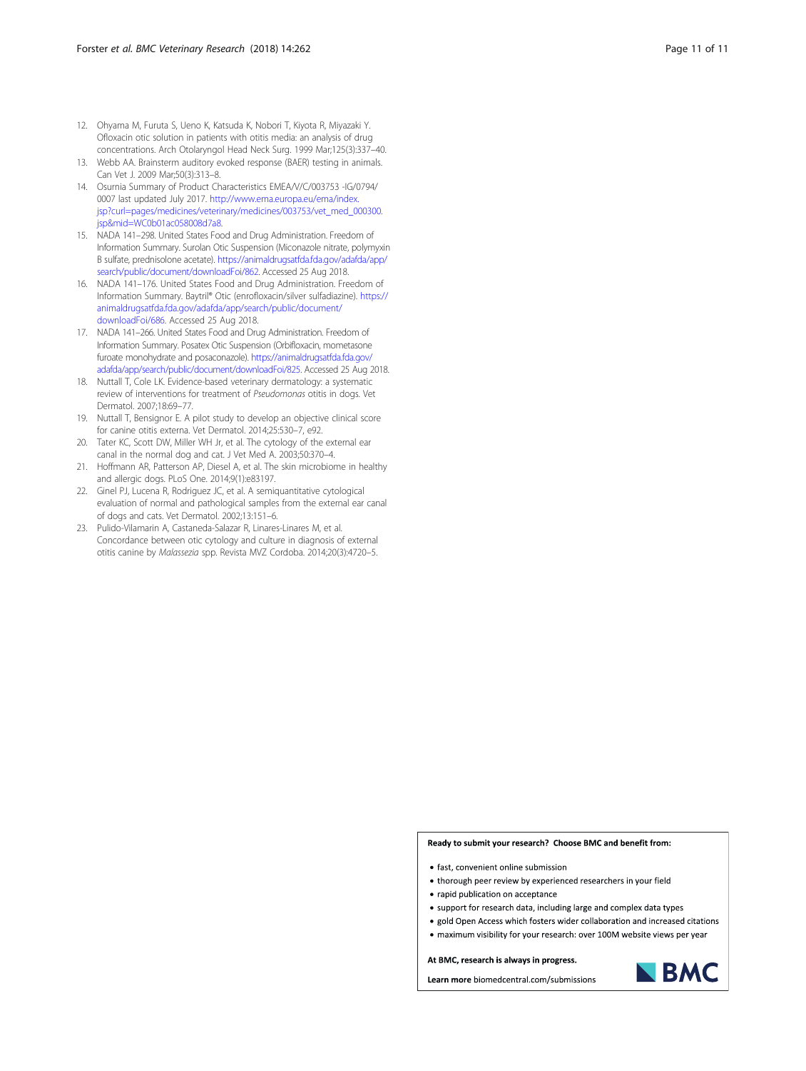12. Ohyama M, Furuta S, Ueno K, Katsuda K, Nobori T, Kiyota R, Miyazaki Y. Ofloxacin otic solution in patients with otitis media: an analysis of drug concentrations. Arch Otolaryngol Head Neck Surg. 1999 Mar;125(3):337–40.
13. Webb AA. Brainsterm auditory evoked response (BAER) testing in animals. Can Vet J. 2009 Mar;50(3):313–8.
14. Osurnia Summary of Product Characteristics EMEA/V/C/003753 -IG/0794/0007 last updated July 2017. http://www.ema.europa.eu/ema/index.jsp?curl=pages/medicines/veterinary/medicines/003753/vet_med_000300.jsp&mid=WC0b01ac058008d7a8.
15. NADA 141–298. United States Food and Drug Administration. Freedom of Information Summary. Surolan Otic Suspension (Miconazole nitrate, polymyxin B sulfate, prednisolone acetate). https://animaldrugsatfda.fda.gov/adafda/app/search/public/document/downloadFoi/862. Accessed 25 Aug 2018.
16. NADA 141–176. United States Food and Drug Administration. Freedom of Information Summary. Baytril® Otic (enrofloxacin/silver sulfadiazine). https://animaldrugsatfda.fda.gov/adafda/app/search/public/document/downloadFoi/686. Accessed 25 Aug 2018.
17. NADA 141–266. United States Food and Drug Administration. Freedom of Information Summary. Posatex Otic Suspension (Orbifloxacin, mometasone furoate monohydrate and posaconazole). https://animaldrugsatfda.fda.gov/adafda/app/search/public/document/downloadFoi/825. Accessed 25 Aug 2018.
18. Nuttall T, Cole LK. Evidence-based veterinary dermatology: a systematic review of interventions for treatment of *Pseudomonas* otitis in dogs. Vet Dermatol. 2007;18:69–77.
19. Nuttall T, Bensignor E. A pilot study to develop an objective clinical score for canine otitis externa. Vet Dermatol. 2014;25:530–7, e92.
20. Tater KC, Scott DW, Miller WH Jr, et al. The cytology of the external ear canal in the normal dog and cat. J Vet Med A. 2003;50:370–4.
21. Hoffmann AR, Patterson AP, Diesel A, et al. The skin microbiome in healthy and allergic dogs. PLoS One. 2014;9(1):e83197.
22. Ginel PJ, Lucena R, Rodriguez JC, et al. A semiquantitative cytological evaluation of normal and pathological samples from the external ear canal of dogs and cats. Vet Dermatol. 2002;13:151–6.
23. Pulido-Vilamarin A, Castaneda-Salazar R, Linares-Linares M, et al. Concordance between otic cytology and culture in diagnosis of external otitis canine by *Malassezia* spp. Revista MVZ Cordoba. 2014;20(3):4720–5.

**Ready to submit your research? Choose BMC and benefit from:**

- fast, convenient online submission
- thorough peer review by experienced researchers in your field
- rapid publication on acceptance
- support for research data, including large and complex data types
- gold Open Access which fosters wider collaboration and increased citations
- maximum visibility for your research: over 100M website views per year

**At BMC, research is always in progress.**

**Learn more** biomedcentral.com/submissions

BMC